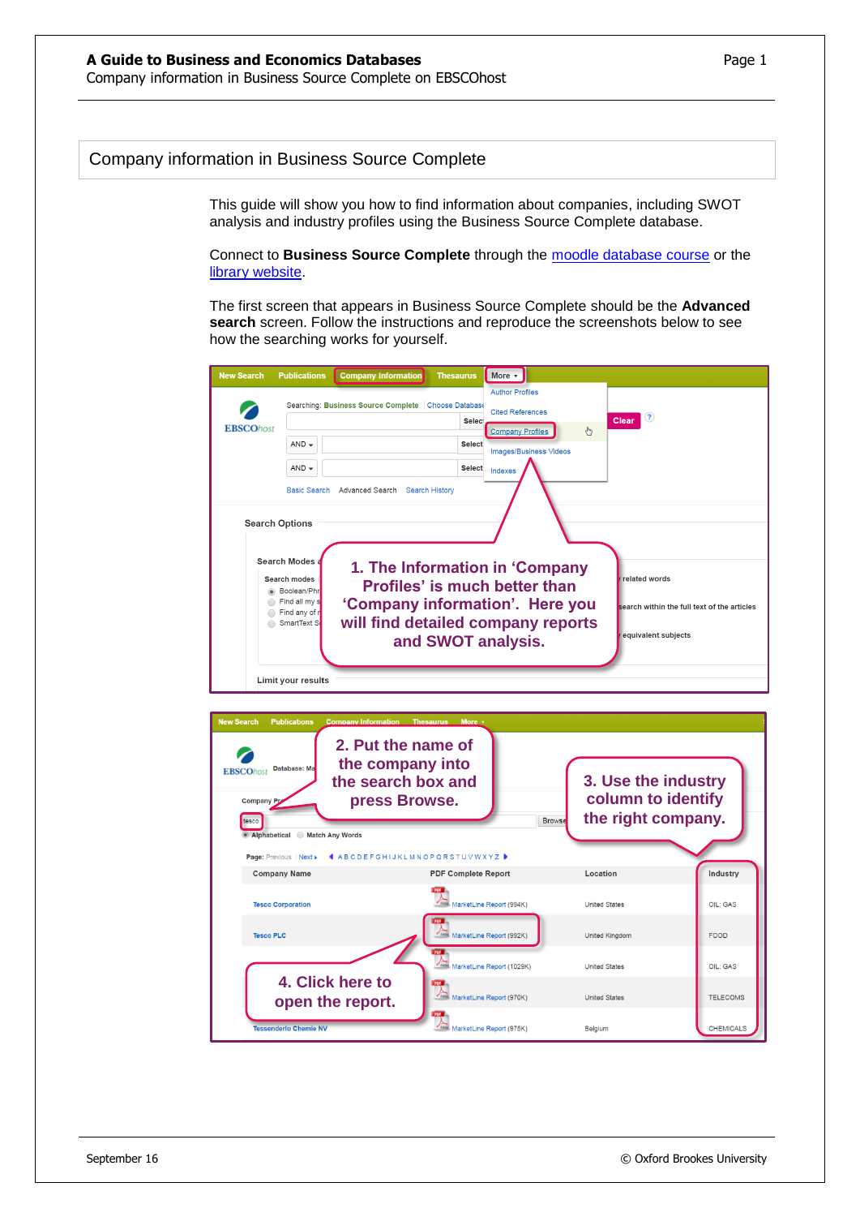# Company information in Business Source Complete

This guide will show you how to find information about companies, including SWOT analysis and industry profiles using the Business Source Complete database.

Connect to **Business Source Complete** through the moodle database course or the library website.

The first screen that appears in Business Source Complete should be the **Advanced search** screen. Follow the instructions and reproduce the screenshots below to see how the searching works for yourself.

1. The Information in 'Company Profiles' is much better than 'Company information'. Here you will find detailed company reports and SWOT analysis.

2. Put the name of the company into the search box and press Browse.

3. Use the industry column to identify the right company.

4. Click here to open the report.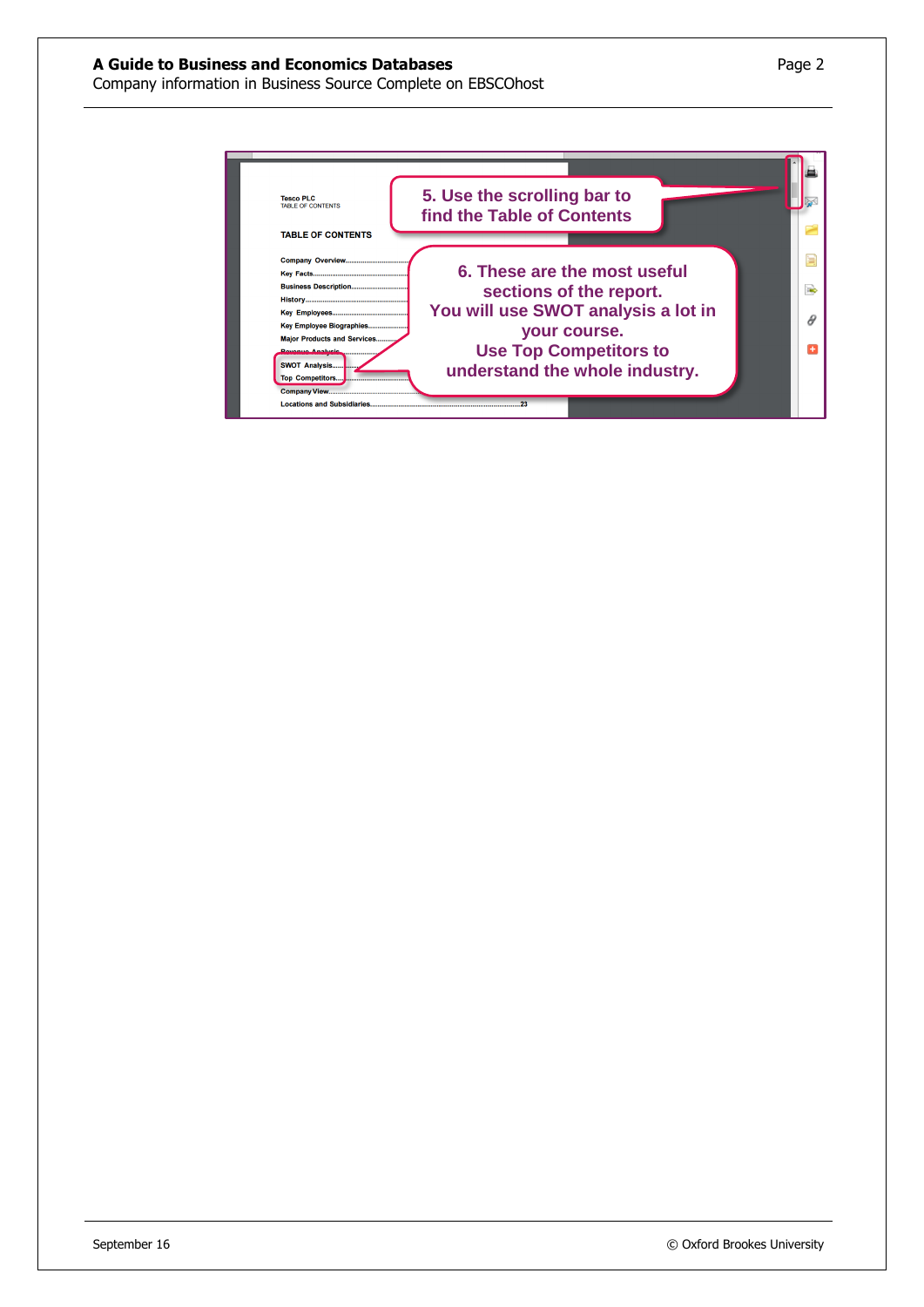5. Use the scrolling bar to find the Table of Contents

6. These are the most useful sections of the report.
You will use SWOT analysis a lot in your course.
Use Top Competitors to understand the whole industry.